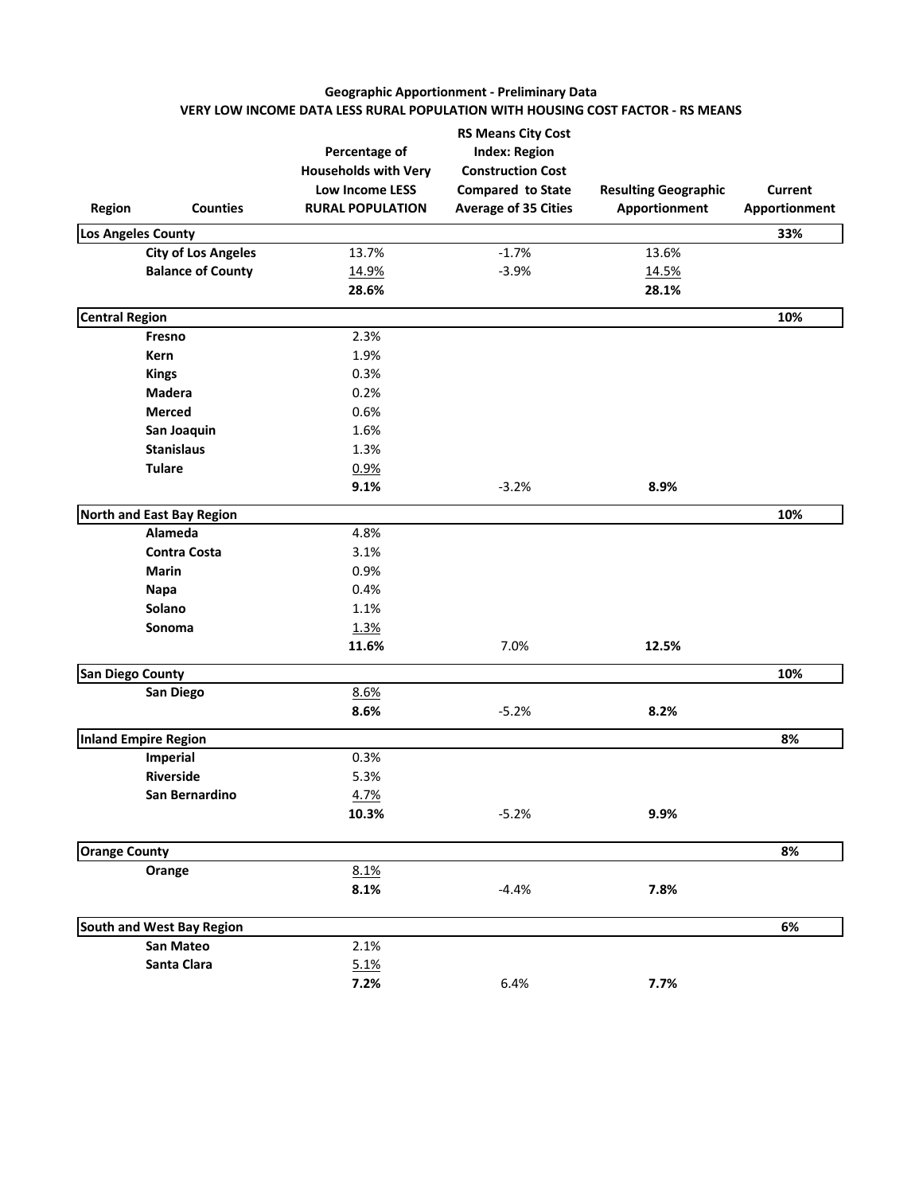**Geographic Apportionment - Preliminary Data**

**VERY LOW INCOME DATA LESS RURAL POPULATION WITH HOUSING COST FACTOR - RS MEANS**

| Region | Counties | Percentage of Households with Very Low Income LESS RURAL POPULATION | RS Means City Cost Index: Region Construction Cost Compared to State Average of 35 Cities | Resulting Geographic Apportionment | Current Apportionment |
|---|---|---|---|---|---|
| **Los Angeles County** | | | | | **33%** |
| | **City of Los Angeles** | 13.7% | -1.7% | 13.6% | |
| | **Balance of County** | 14.9% | -3.9% | 14.5% | |
| | | **28.6%** | | **28.1%** | |
| **Central Region** | | | | | **10%** |
| | **Fresno** | 2.3% | | | |
| | **Kern** | 1.9% | | | |
| | **Kings** | 0.3% | | | |
| | **Madera** | 0.2% | | | |
| | **Merced** | 0.6% | | | |
| | **San Joaquin** | 1.6% | | | |
| | **Stanislaus** | 1.3% | | | |
| | **Tulare** | 0.9% | | | |
| | | **9.1%** | -3.2% | **8.9%** | |
| **North and East Bay Region** | | | | | **10%** |
| | **Alameda** | 4.8% | | | |
| | **Contra Costa** | 3.1% | | | |
| | **Marin** | 0.9% | | | |
| | **Napa** | 0.4% | | | |
| | **Solano** | 1.1% | | | |
| | **Sonoma** | 1.3% | | | |
| | | **11.6%** | 7.0% | **12.5%** | |
| **San Diego County** | | | | | **10%** |
| | **San Diego** | 8.6% | | | |
| | | **8.6%** | -5.2% | **8.2%** | |
| **Inland Empire Region** | | | | | **8%** |
| | **Imperial** | 0.3% | | | |
| | **Riverside** | 5.3% | | | |
| | **San Bernardino** | 4.7% | | | |
| | | **10.3%** | -5.2% | **9.9%** | |
| **Orange County** | | | | | **8%** |
| | **Orange** | 8.1% | | | |
| | | **8.1%** | -4.4% | **7.8%** | |
| **South and West Bay Region** | | | | | **6%** |
| | **San Mateo** | 2.1% | | | |
| | **Santa Clara** | 5.1% | | | |
| | | **7.2%** | 6.4% | **7.7%** | |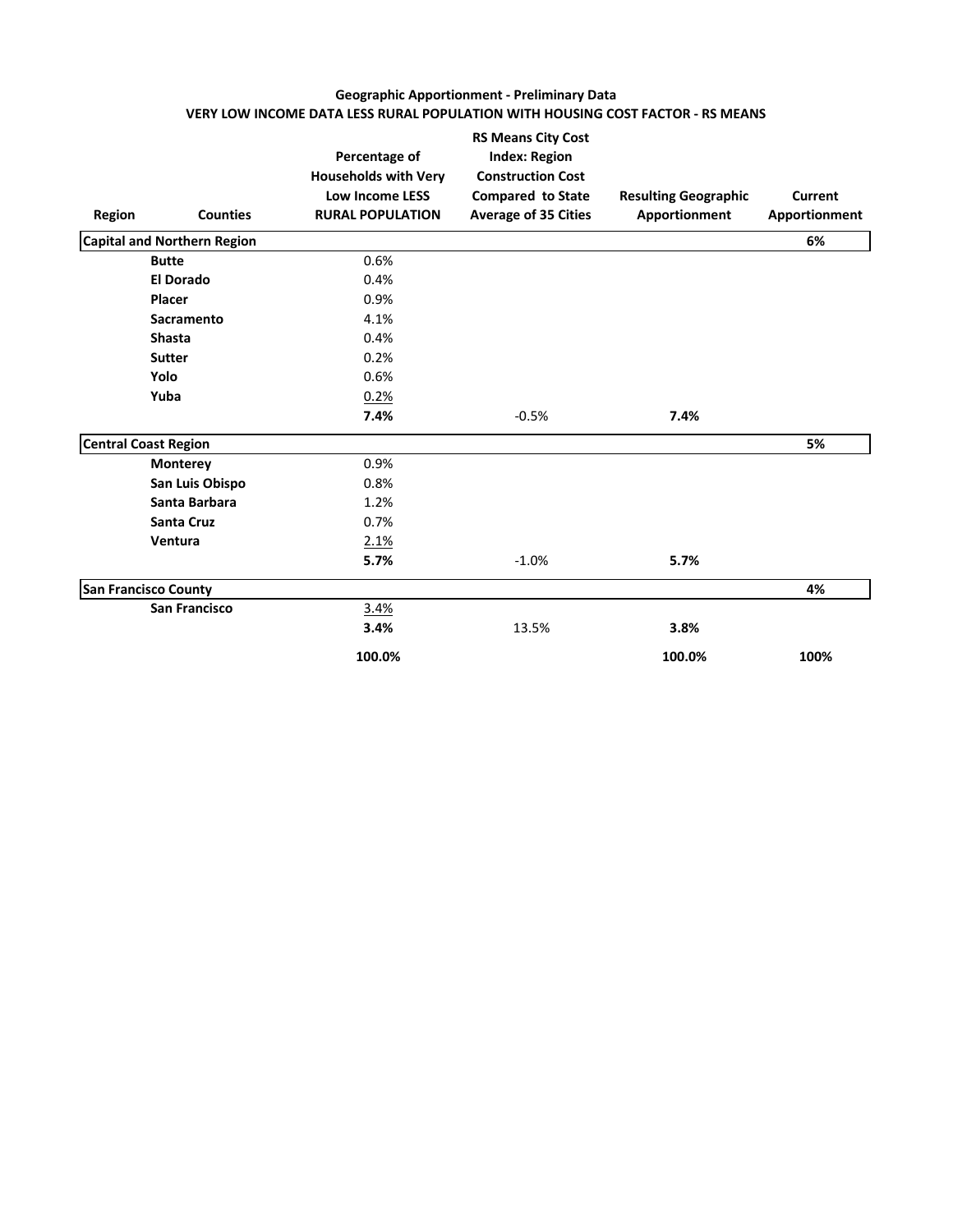**Geographic Apportionment - Preliminary Data**

**VERY LOW INCOME DATA LESS RURAL POPULATION WITH HOUSING COST FACTOR - RS MEANS**

| Region | Counties | Percentage of Households with Very Low Income LESS RURAL POPULATION | RS Means City Cost Index: Region Construction Cost Compared to State Average of 35 Cities | Resulting Geographic Apportionment | Current Apportionment |
|---|---|---|---|---|---|
| **Capital and Northern Region** | | | | | **6%** |
| | **Butte** | 0.6% | | | |
| | **El Dorado** | 0.4% | | | |
| | **Placer** | 0.9% | | | |
| | **Sacramento** | 4.1% | | | |
| | **Shasta** | 0.4% | | | |
| | **Sutter** | 0.2% | | | |
| | **Yolo** | 0.6% | | | |
| | **Yuba** | 0.2% | | | |
| | | **7.4%** | -0.5% | **7.4%** | |
| **Central Coast Region** | | | | | **5%** |
| | **Monterey** | 0.9% | | | |
| | **San Luis Obispo** | 0.8% | | | |
| | **Santa Barbara** | 1.2% | | | |
| | **Santa Cruz** | 0.7% | | | |
| | **Ventura** | 2.1% | | | |
| | | **5.7%** | -1.0% | **5.7%** | |
| **San Francisco County** | | | | | **4%** |
| | **San Francisco** | 3.4% | | | |
| | | **3.4%** | 13.5% | **3.8%** | |
| | | **100.0%** | | **100.0%** | **100%** |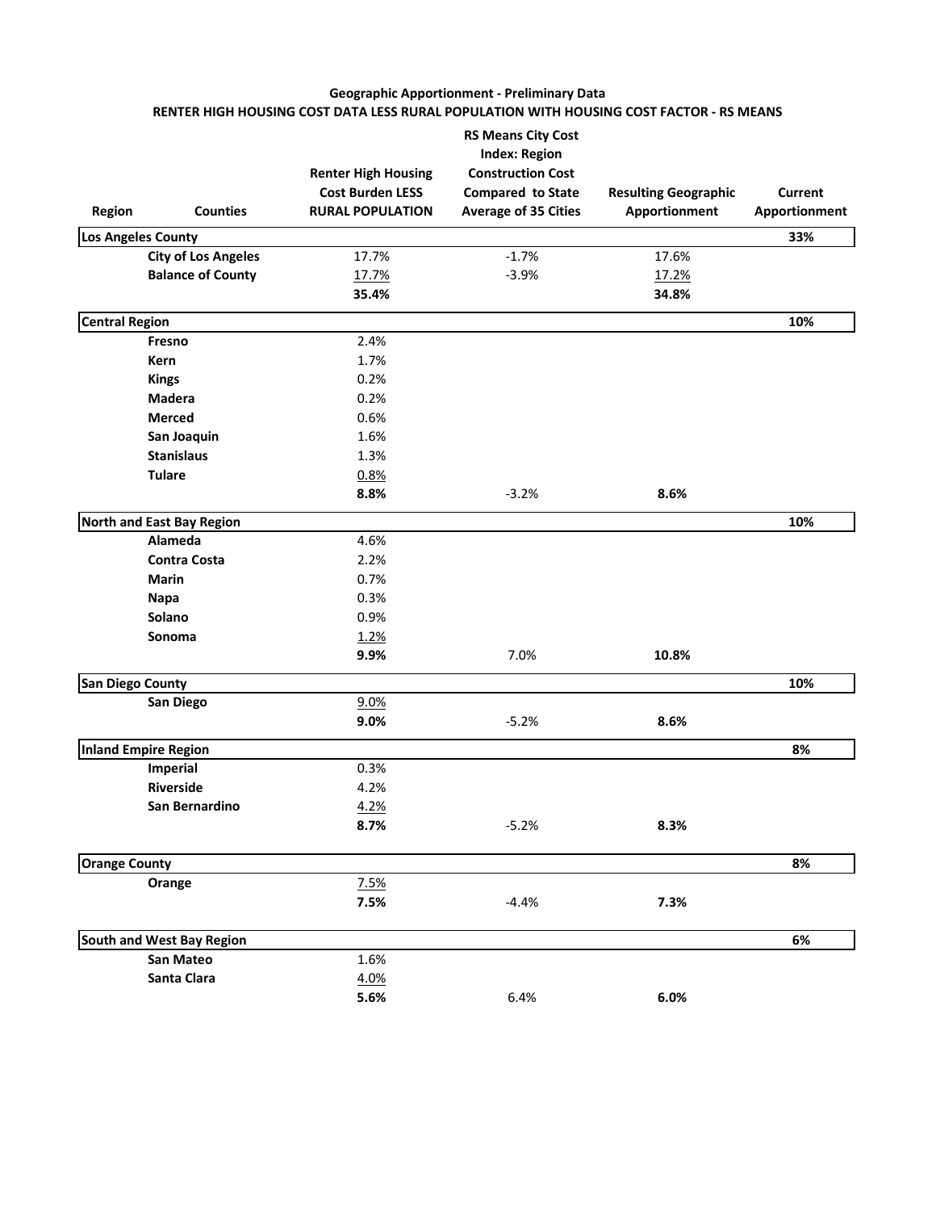## Geographic Apportionment - Preliminary Data

### RENTER HIGH HOUSING COST DATA LESS RURAL POPULATION WITH HOUSING COST FACTOR - RS MEANS

| Region | Counties | Renter High Housing Cost Burden LESS RURAL POPULATION | RS Means City Cost Index: Region Construction Cost Compared to State Average of 35 Cities | Resulting Geographic Apportionment | Current Apportionment |
|---|---|---|---|---|---|
| **Los Angeles County** | | | | | **33%** |
| | **City of Los Angeles** | 17.7% | -1.7% | 17.6% | |
| | **Balance of County** | 17.7% | -3.9% | 17.2% | |
| | | **35.4%** | | **34.8%** | |
| **Central Region** | | | | | **10%** |
| | **Fresno** | 2.4% | | | |
| | **Kern** | 1.7% | | | |
| | **Kings** | 0.2% | | | |
| | **Madera** | 0.2% | | | |
| | **Merced** | 0.6% | | | |
| | **San Joaquin** | 1.6% | | | |
| | **Stanislaus** | 1.3% | | | |
| | **Tulare** | 0.8% | | | |
| | | **8.8%** | -3.2% | **8.6%** | |
| **North and East Bay Region** | | | | | **10%** |
| | **Alameda** | 4.6% | | | |
| | **Contra Costa** | 2.2% | | | |
| | **Marin** | 0.7% | | | |
| | **Napa** | 0.3% | | | |
| | **Solano** | 0.9% | | | |
| | **Sonoma** | 1.2% | | | |
| | | **9.9%** | 7.0% | **10.8%** | |
| **San Diego County** | | | | | **10%** |
| | **San Diego** | 9.0% | | | |
| | | **9.0%** | -5.2% | **8.6%** | |
| **Inland Empire Region** | | | | | **8%** |
| | **Imperial** | 0.3% | | | |
| | **Riverside** | 4.2% | | | |
| | **San Bernardino** | 4.2% | | | |
| | | **8.7%** | -5.2% | **8.3%** | |
| **Orange County** | | | | | **8%** |
| | **Orange** | 7.5% | | | |
| | | **7.5%** | -4.4% | **7.3%** | |
| **South and West Bay Region** | | | | | **6%** |
| | **San Mateo** | 1.6% | | | |
| | **Santa Clara** | 4.0% | | | |
| | | **5.6%** | 6.4% | **6.0%** | |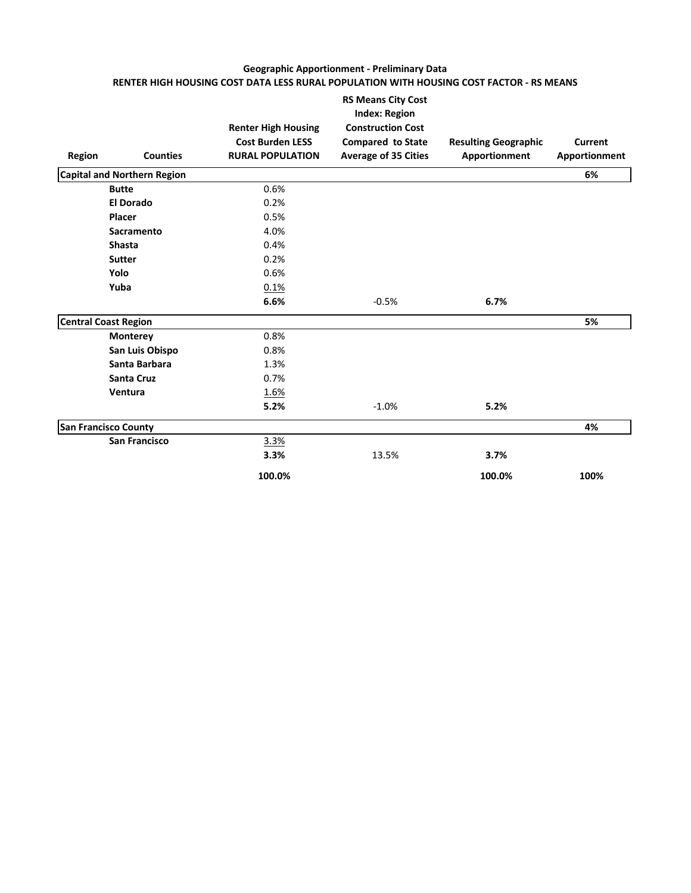**Geographic Apportionment - Preliminary Data**

**RENTER HIGH HOUSING COST DATA LESS RURAL POPULATION WITH HOUSING COST FACTOR - RS MEANS**

| Region | Counties | Renter High Housing Cost Burden LESS RURAL POPULATION | RS Means City Cost Index: Region Construction Cost Compared to State Average of 35 Cities | Resulting Geographic Apportionment | Current Apportionment |
|---|---|---|---|---|---|
| **Capital and Northern Region** | | | | | **6%** |
| | **Butte** | 0.6% | | | |
| | **El Dorado** | 0.2% | | | |
| | **Placer** | 0.5% | | | |
| | **Sacramento** | 4.0% | | | |
| | **Shasta** | 0.4% | | | |
| | **Sutter** | 0.2% | | | |
| | **Yolo** | 0.6% | | | |
| | **Yuba** | 0.1% | | | |
| | | **6.6%** | -0.5% | **6.7%** | |
| **Central Coast Region** | | | | | **5%** |
| | **Monterey** | 0.8% | | | |
| | **San Luis Obispo** | 0.8% | | | |
| | **Santa Barbara** | 1.3% | | | |
| | **Santa Cruz** | 0.7% | | | |
| | **Ventura** | 1.6% | | | |
| | | **5.2%** | -1.0% | **5.2%** | |
| **San Francisco County** | | | | | **4%** |
| | **San Francisco** | 3.3% | | | |
| | | **3.3%** | 13.5% | **3.7%** | |
| | | **100.0%** | | **100.0%** | **100%** |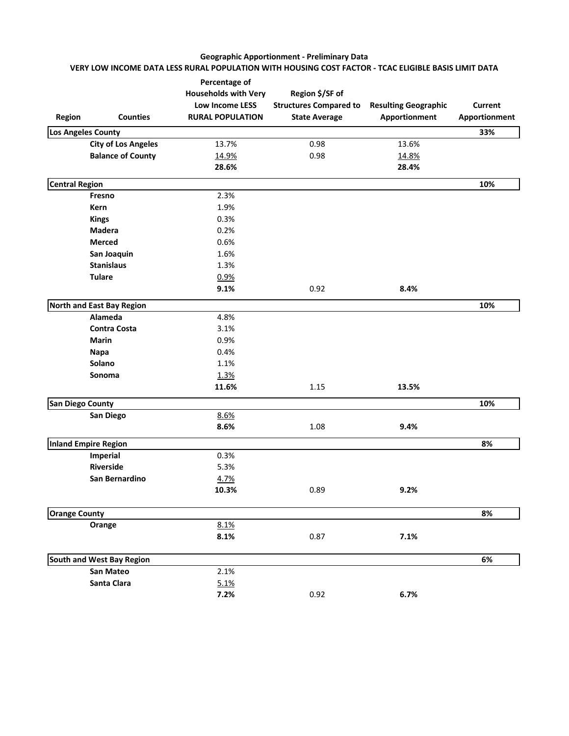**Geographic Apportionment - Preliminary Data**

**VERY LOW INCOME DATA LESS RURAL POPULATION WITH HOUSING COST FACTOR - TCAC ELIGIBLE BASIS LIMIT DATA**

| Region | Counties | Percentage of Households with Very Low Income LESS RURAL POPULATION | Region $/SF of Structures Compared to State Average | Resulting Geographic Apportionment | Current Apportionment |
|---|---|---|---|---|---|
| **Los Angeles County** | | | | | **33%** |
| | **City of Los Angeles** | 13.7% | 0.98 | 13.6% | |
| | **Balance of County** | 14.9% | 0.98 | 14.8% | |
| | | **28.6%** | | **28.4%** | |
| **Central Region** | | | | | **10%** |
| | **Fresno** | 2.3% | | | |
| | **Kern** | 1.9% | | | |
| | **Kings** | 0.3% | | | |
| | **Madera** | 0.2% | | | |
| | **Merced** | 0.6% | | | |
| | **San Joaquin** | 1.6% | | | |
| | **Stanislaus** | 1.3% | | | |
| | **Tulare** | 0.9% | | | |
| | | **9.1%** | 0.92 | **8.4%** | |
| **North and East Bay Region** | | | | | **10%** |
| | **Alameda** | 4.8% | | | |
| | **Contra Costa** | 3.1% | | | |
| | **Marin** | 0.9% | | | |
| | **Napa** | 0.4% | | | |
| | **Solano** | 1.1% | | | |
| | **Sonoma** | 1.3% | | | |
| | | **11.6%** | 1.15 | **13.5%** | |
| **San Diego County** | | | | | **10%** |
| | **San Diego** | 8.6% | | | |
| | | **8.6%** | 1.08 | **9.4%** | |
| **Inland Empire Region** | | | | | **8%** |
| | **Imperial** | 0.3% | | | |
| | **Riverside** | 5.3% | | | |
| | **San Bernardino** | 4.7% | | | |
| | | **10.3%** | 0.89 | **9.2%** | |
| **Orange County** | | | | | **8%** |
| | **Orange** | 8.1% | | | |
| | | **8.1%** | 0.87 | **7.1%** | |
| **South and West Bay Region** | | | | | **6%** |
| | **San Mateo** | 2.1% | | | |
| | **Santa Clara** | 5.1% | | | |
| | | **7.2%** | 0.92 | **6.7%** | |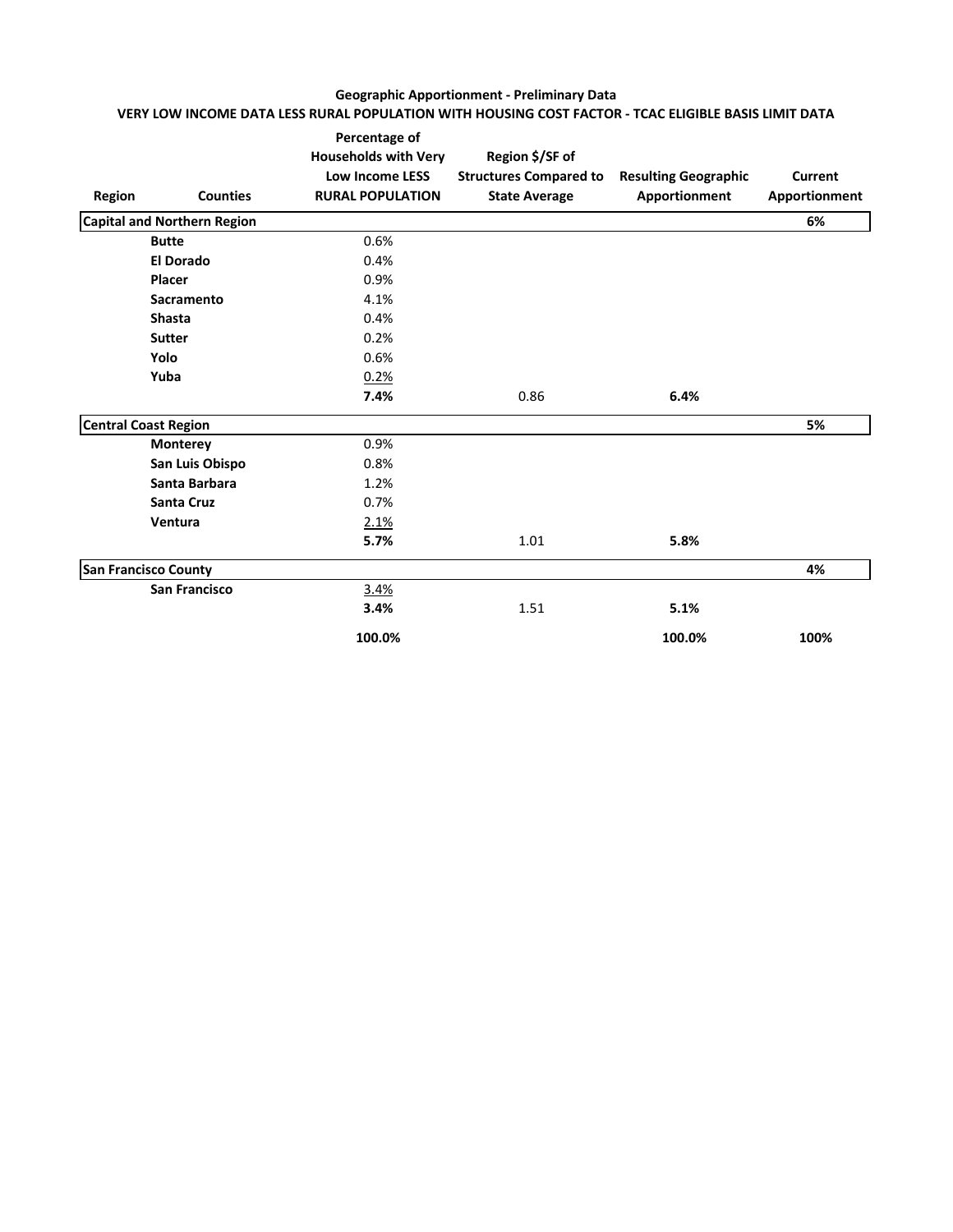**Geographic Apportionment - Preliminary Data**

**VERY LOW INCOME DATA LESS RURAL POPULATION WITH HOUSING COST FACTOR - TCAC ELIGIBLE BASIS LIMIT DATA**

| Region | Counties | Percentage of Households with Very Low Income LESS RURAL POPULATION | Region $/SF of Structures Compared to State Average | Resulting Geographic Apportionment | Current Apportionment |
|---|---|---|---|---|---|
| **Capital and Northern Region** | | | | | **6%** |
| | **Butte** | 0.6% | | | |
| | **El Dorado** | 0.4% | | | |
| | **Placer** | 0.9% | | | |
| | **Sacramento** | 4.1% | | | |
| | **Shasta** | 0.4% | | | |
| | **Sutter** | 0.2% | | | |
| | **Yolo** | 0.6% | | | |
| | **Yuba** | 0.2% | | | |
| | | **7.4%** | 0.86 | **6.4%** | |
| **Central Coast Region** | | | | | **5%** |
| | **Monterey** | 0.9% | | | |
| | **San Luis Obispo** | 0.8% | | | |
| | **Santa Barbara** | 1.2% | | | |
| | **Santa Cruz** | 0.7% | | | |
| | **Ventura** | 2.1% | | | |
| | | **5.7%** | 1.01 | **5.8%** | |
| **San Francisco County** | | | | | **4%** |
| | **San Francisco** | 3.4% | | | |
| | | **3.4%** | 1.51 | **5.1%** | |
| | | **100.0%** | | **100.0%** | **100%** |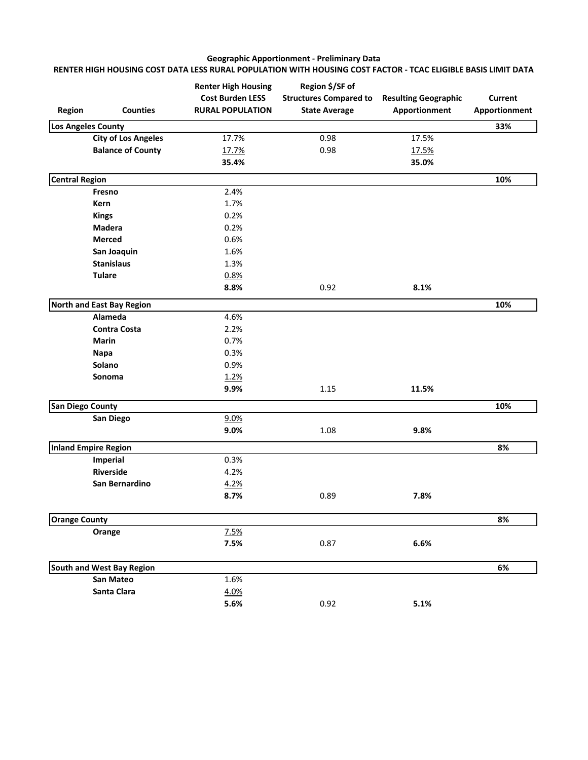**Geographic Apportionment - Preliminary Data**

**RENTER HIGH HOUSING COST DATA LESS RURAL POPULATION WITH HOUSING COST FACTOR - TCAC ELIGIBLE BASIS LIMIT DATA**

| Region | Counties | Renter High Housing Cost Burden LESS RURAL POPULATION | Region $/SF of Structures Compared to State Average | Resulting Geographic Apportionment | Current Apportionment |
|---|---|---|---|---|---|
| **Los Angeles County** | | | | | **33%** |
| | **City of Los Angeles** | 17.7% | 0.98 | 17.5% | |
| | **Balance of County** | 17.7% | 0.98 | 17.5% | |
| | | **35.4%** | | **35.0%** | |
| **Central Region** | | | | | **10%** |
| | **Fresno** | 2.4% | | | |
| | **Kern** | 1.7% | | | |
| | **Kings** | 0.2% | | | |
| | **Madera** | 0.2% | | | |
| | **Merced** | 0.6% | | | |
| | **San Joaquin** | 1.6% | | | |
| | **Stanislaus** | 1.3% | | | |
| | **Tulare** | 0.8% | | | |
| | | **8.8%** | 0.92 | **8.1%** | |
| **North and East Bay Region** | | | | | **10%** |
| | **Alameda** | 4.6% | | | |
| | **Contra Costa** | 2.2% | | | |
| | **Marin** | 0.7% | | | |
| | **Napa** | 0.3% | | | |
| | **Solano** | 0.9% | | | |
| | **Sonoma** | 1.2% | | | |
| | | **9.9%** | 1.15 | **11.5%** | |
| **San Diego County** | | | | | **10%** |
| | **San Diego** | 9.0% | | | |
| | | **9.0%** | 1.08 | **9.8%** | |
| **Inland Empire Region** | | | | | **8%** |
| | **Imperial** | 0.3% | | | |
| | **Riverside** | 4.2% | | | |
| | **San Bernardino** | 4.2% | | | |
| | | **8.7%** | 0.89 | **7.8%** | |
| **Orange County** | | | | | **8%** |
| | **Orange** | 7.5% | | | |
| | | **7.5%** | 0.87 | **6.6%** | |
| **South and West Bay Region** | | | | | **6%** |
| | **San Mateo** | 1.6% | | | |
| | **Santa Clara** | 4.0% | | | |
| | | **5.6%** | 0.92 | **5.1%** | |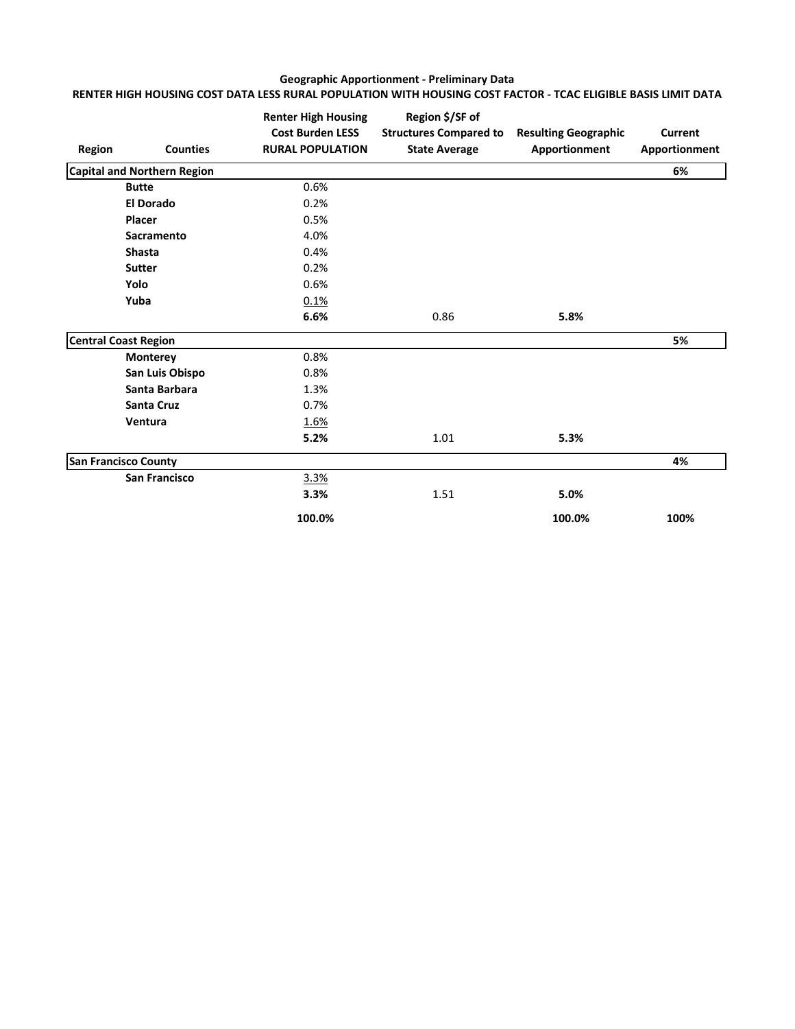**Geographic Apportionment - Preliminary Data**

**RENTER HIGH HOUSING COST DATA LESS RURAL POPULATION WITH HOUSING COST FACTOR - TCAC ELIGIBLE BASIS LIMIT DATA**

| Region | Counties | Renter High Housing Cost Burden LESS RURAL POPULATION | Region $/SF of Structures Compared to State Average | Resulting Geographic Apportionment | Current Apportionment |
|---|---|---|---|---|---|
| **Capital and Northern Region** | | | | | **6%** |
| | **Butte** | 0.6% | | | |
| | **El Dorado** | 0.2% | | | |
| | **Placer** | 0.5% | | | |
| | **Sacramento** | 4.0% | | | |
| | **Shasta** | 0.4% | | | |
| | **Sutter** | 0.2% | | | |
| | **Yolo** | 0.6% | | | |
| | **Yuba** | 0.1% | | | |
| | | **6.6%** | 0.86 | **5.8%** | |
| **Central Coast Region** | | | | | **5%** |
| | **Monterey** | 0.8% | | | |
| | **San Luis Obispo** | 0.8% | | | |
| | **Santa Barbara** | 1.3% | | | |
| | **Santa Cruz** | 0.7% | | | |
| | **Ventura** | 1.6% | | | |
| | | **5.2%** | 1.01 | **5.3%** | |
| **San Francisco County** | | | | | **4%** |
| | **San Francisco** | 3.3% | | | |
| | | **3.3%** | 1.51 | **5.0%** | |
| | | **100.0%** | | **100.0%** | **100%** |